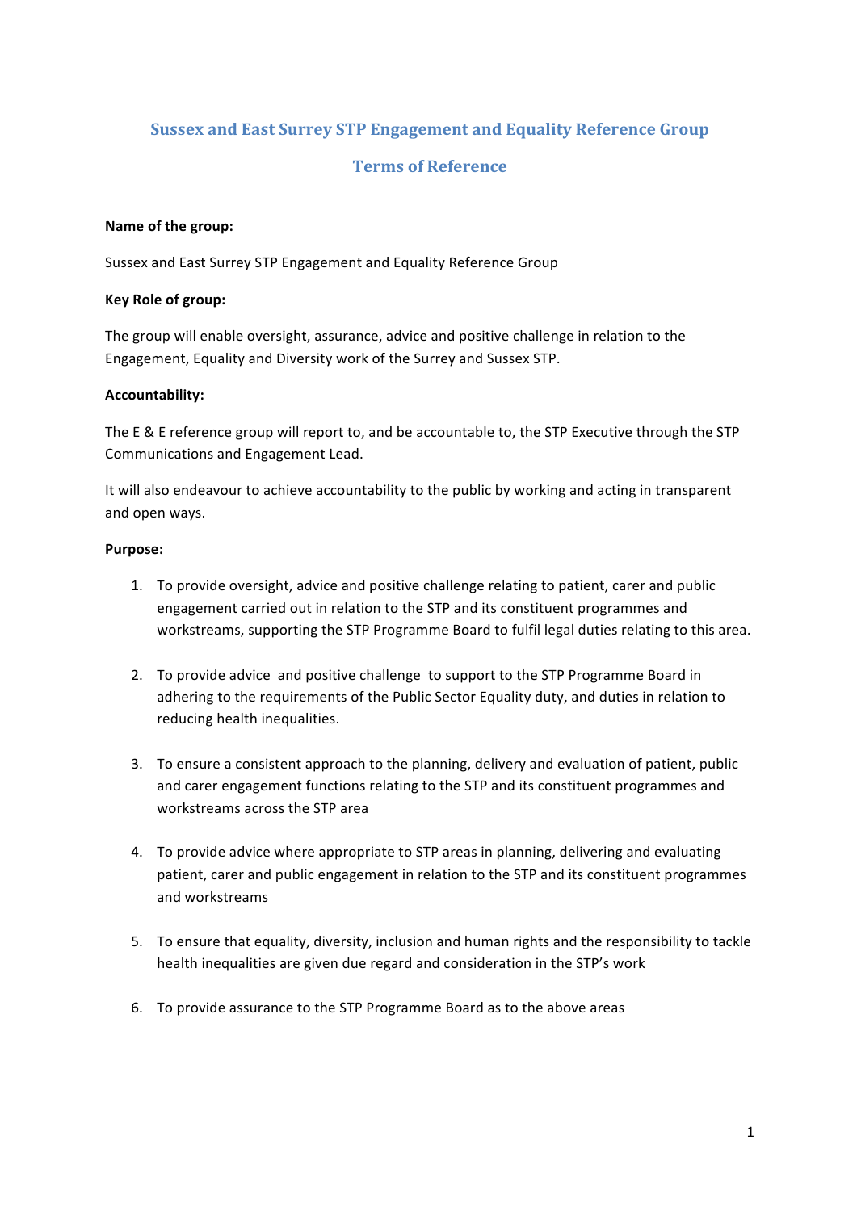# Sussex and East Surrey STP Engagement and Equality Reference Group

## Terms of Reference

**Name of the group:**

Sussex and East Surrey STP Engagement and Equality Reference Group

**Key Role of group:**

The group will enable oversight, assurance, advice and positive challenge in relation to the Engagement, Equality and Diversity work of the Surrey and Sussex STP.

**Accountability:**

The E & E reference group will report to, and be accountable to, the STP Executive through the STP Communications and Engagement Lead.

It will also endeavour to achieve accountability to the public by working and acting in transparent and open ways.

**Purpose:**

1. To provide oversight, advice and positive challenge relating to patient, carer and public engagement carried out in relation to the STP and its constituent programmes and workstreams, supporting the STP Programme Board to fulfil legal duties relating to this area.

2. To provide advice and positive challenge to support to the STP Programme Board in adhering to the requirements of the Public Sector Equality duty, and duties in relation to reducing health inequalities.

3. To ensure a consistent approach to the planning, delivery and evaluation of patient, public and carer engagement functions relating to the STP and its constituent programmes and workstreams across the STP area

4. To provide advice where appropriate to STP areas in planning, delivering and evaluating patient, carer and public engagement in relation to the STP and its constituent programmes and workstreams

5. To ensure that equality, diversity, inclusion and human rights and the responsibility to tackle health inequalities are given due regard and consideration in the STP's work

6. To provide assurance to the STP Programme Board as to the above areas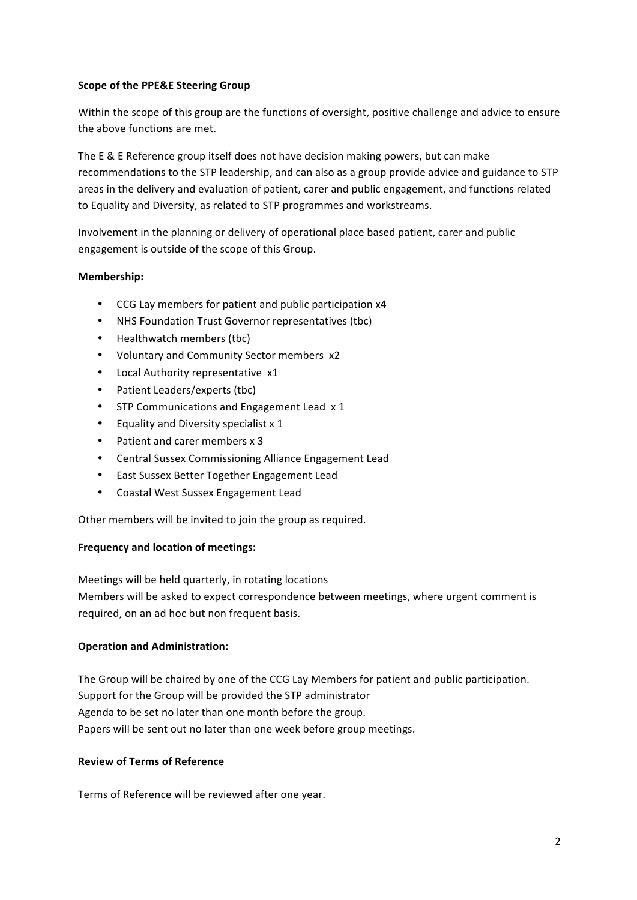**Scope of the PPE&E Steering Group**

Within the scope of this group are the functions of oversight, positive challenge and advice to ensure the above functions are met.

The E & E Reference group itself does not have decision making powers, but can make recommendations to the STP leadership, and can also as a group provide advice and guidance to STP areas in the delivery and evaluation of patient, carer and public engagement, and functions related to Equality and Diversity, as related to STP programmes and workstreams.

Involvement in the planning or delivery of operational place based patient, carer and public engagement is outside of the scope of this Group.

**Membership:**

- CCG Lay members for patient and public participation x4
- NHS Foundation Trust Governor representatives (tbc)
- Healthwatch members (tbc)
- Voluntary and Community Sector members x2
- Local Authority representative x1
- Patient Leaders/experts (tbc)
- STP Communications and Engagement Lead x 1
- Equality and Diversity specialist x 1
- Patient and carer members x 3
- Central Sussex Commissioning Alliance Engagement Lead
- East Sussex Better Together Engagement Lead
- Coastal West Sussex Engagement Lead

Other members will be invited to join the group as required.

**Frequency and location of meetings:**

Meetings will be held quarterly, in rotating locations
Members will be asked to expect correspondence between meetings, where urgent comment is required, on an ad hoc but non frequent basis.

**Operation and Administration:**

The Group will be chaired by one of the CCG Lay Members for patient and public participation.
Support for the Group will be provided the STP administrator
Agenda to be set no later than one month before the group.
Papers will be sent out no later than one week before group meetings.

**Review of Terms of Reference**

Terms of Reference will be reviewed after one year.